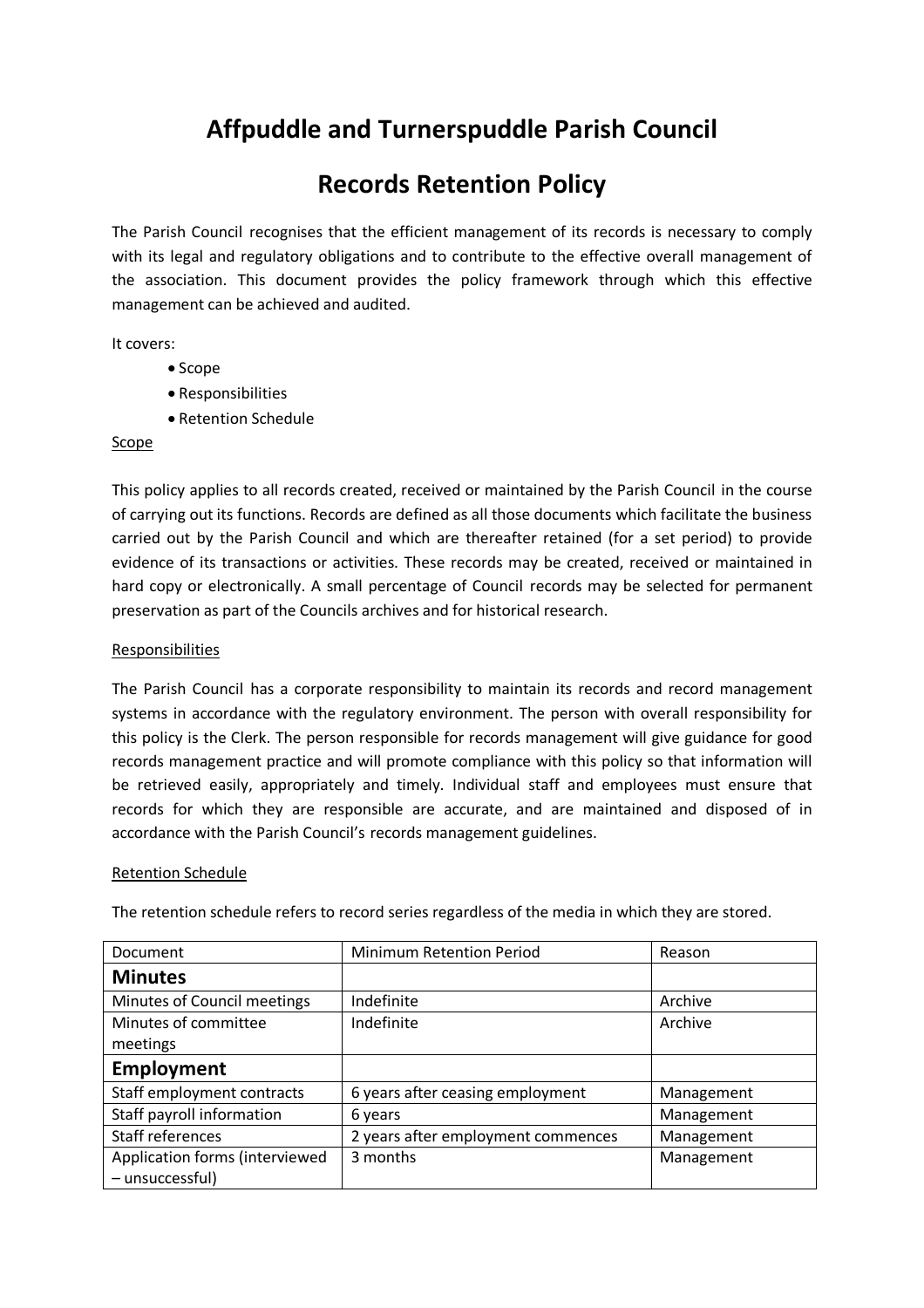# Affpuddle and Turnerspuddle Parish Council

# Records Retention Policy

The Parish Council recognises that the efficient management of its records is necessary to comply with its legal and regulatory obligations and to contribute to the effective overall management of the association. This document provides the policy framework through which this effective management can be achieved and audited.

It covers:

- Scope
- Responsibilities
- Retention Schedule

## Scope

This policy applies to all records created, received or maintained by the Parish Council in the course of carrying out its functions. Records are defined as all those documents which facilitate the business carried out by the Parish Council and which are thereafter retained (for a set period) to provide evidence of its transactions or activities. These records may be created, received or maintained in hard copy or electronically. A small percentage of Council records may be selected for permanent preservation as part of the Councils archives and for historical research.

## Responsibilities

The Parish Council has a corporate responsibility to maintain its records and record management systems in accordance with the regulatory environment. The person with overall responsibility for this policy is the Clerk. The person responsible for records management will give guidance for good records management practice and will promote compliance with this policy so that information will be retrieved easily, appropriately and timely. Individual staff and employees must ensure that records for which they are responsible are accurate, and are maintained and disposed of in accordance with the Parish Council's records management guidelines.

## Retention Schedule

The retention schedule refers to record series regardless of the media in which they are stored.

| Document | Minimum Retention Period | Reason |
|---|---|---|
| **Minutes** | | |
| Minutes of Council meetings | Indefinite | Archive |
| Minutes of committee meetings | Indefinite | Archive |
| **Employment** | | |
| Staff employment contracts | 6 years after ceasing employment | Management |
| Staff payroll information | 6 years | Management |
| Staff references | 2 years after employment commences | Management |
| Application forms (interviewed – unsuccessful) | 3 months | Management |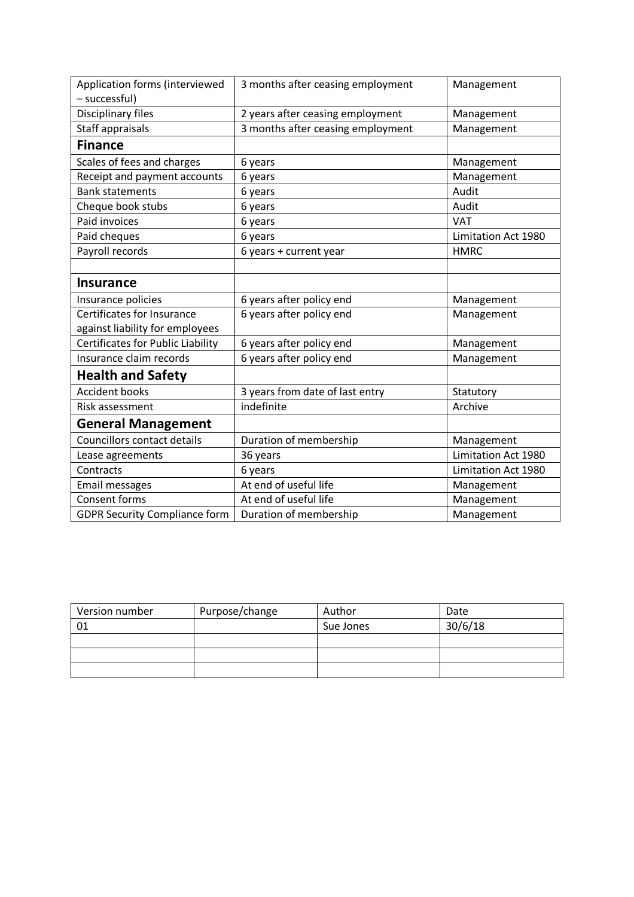| | | |
|---|---|---|
| Application forms (interviewed – successful) | 3 months after ceasing employment | Management |
| Disciplinary files | 2 years after ceasing employment | Management |
| Staff appraisals | 3 months after ceasing employment | Management |
| **Finance** | | |
| Scales of fees and charges | 6 years | Management |
| Receipt and payment accounts | 6 years | Management |
| Bank statements | 6 years | Audit |
| Cheque book stubs | 6 years | Audit |
| Paid invoices | 6 years | VAT |
| Paid cheques | 6 years | Limitation Act 1980 |
| Payroll records | 6 years + current year | HMRC |
| | | |
| **Insurance** | | |
| Insurance policies | 6 years after policy end | Management |
| Certificates for Insurance against liability for employees | 6 years after policy end | Management |
| Certificates for Public Liability | 6 years after policy end | Management |
| Insurance claim records | 6 years after policy end | Management |
| **Health and Safety** | | |
| Accident books | 3 years from date of last entry | Statutory |
| Risk assessment | indefinite | Archive |
| **General Management** | | |
| Councillors contact details | Duration of membership | Management |
| Lease agreements | 36 years | Limitation Act 1980 |
| Contracts | 6 years | Limitation Act 1980 |
| Email messages | At end of useful life | Management |
| Consent forms | At end of useful life | Management |
| GDPR Security Compliance form | Duration of membership | Management |

| Version number | Purpose/change | Author | Date |
|---|---|---|---|
| 01 | | Sue Jones | 30/6/18 |
| | | | |
| | | | |
| | | | |